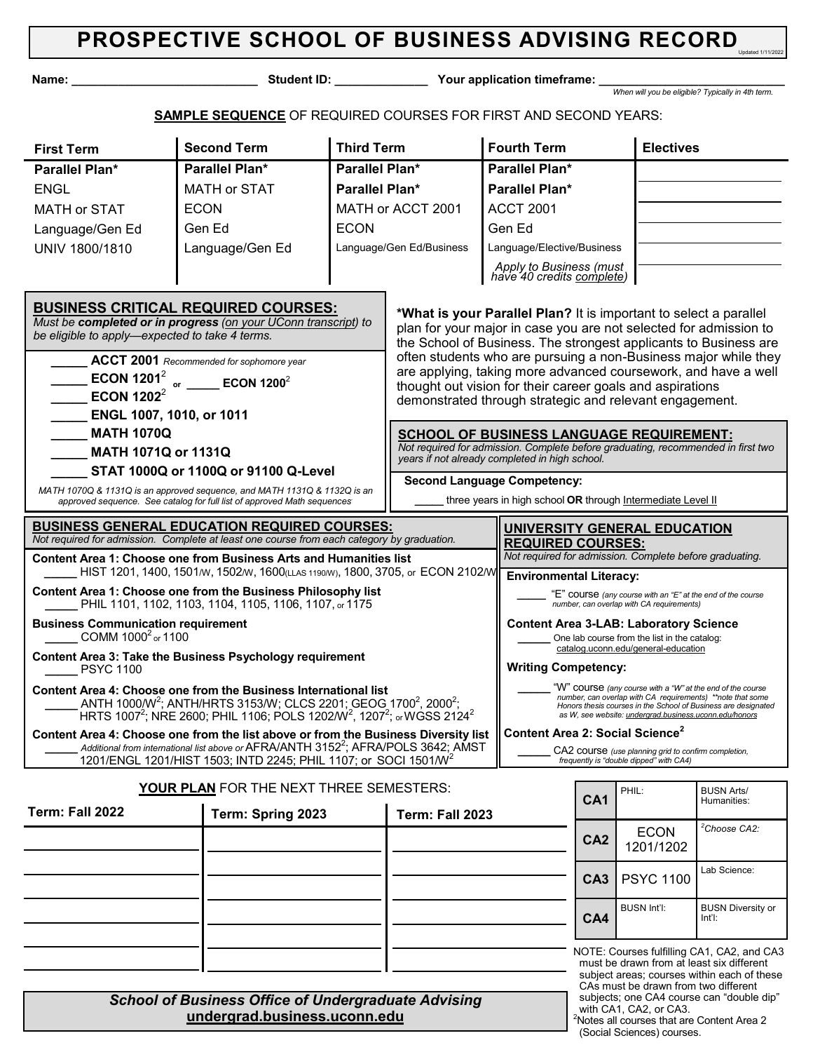# PROSPECTIVE SCHOOL OF BUSINESS ADVISING RECORD

Updated 1/11/2022

**Name:** ____________________________ **Student ID:** ______________ **Your application timeframe:** ____________________________

*When will you be eligible? Typically in 4th term.*

**SAMPLE SEQUENCE** OF REQUIRED COURSES FOR FIRST AND SECOND YEARS:

| First Term | Second Term | Third Term | Fourth Term | Electives |
|---|---|---|---|---|
| **Parallel Plan*** | **Parallel Plan*** | **Parallel Plan*** | **Parallel Plan*** | |
| ENGL | MATH or STAT | **Parallel Plan*** | **Parallel Plan*** | |
| MATH or STAT | ECON | MATH or ACCT 2001 | ACCT 2001 | |
| Language/Gen Ed | Gen Ed | ECON | Gen Ed | |
| UNIV 1800/1810 | Language/Gen Ed | Language/Gen Ed/Business | Language/Elective/Business | |
| | | | *Apply to Business (must have 40 credits complete)* | |

## BUSINESS CRITICAL REQUIRED COURSES:

*Must be **completed or in progress** (on your UConn transcript) to be eligible to apply—expected to take 4 terms.*

- _____ **ACCT 2001** *Recommended for sophomore year*
- _____ **ECON 1201**[2] or _____ **ECON 1200**[2]
- _____ **ECON 1202**[2]
- _____ **ENGL 1007, 1010, or 1011**
- _____ **MATH 1070Q**
- _____ **MATH 1071Q or 1131Q**
- _____ **STAT 1000Q or 1100Q or 91100 Q-Level**

*MATH 1070Q & 1131Q is an approved sequence, and MATH 1131Q & 1132Q is an approved sequence. See catalog for full list of approved Math sequences*

**\*What is your Parallel Plan?** It is important to select a parallel plan for your major in case you are not selected for admission to the School of Business. The strongest applicants to Business are often students who are pursuing a non-Business major while they are applying, taking more advanced coursework, and have a well thought out vision for their career goals and aspirations demonstrated through strategic and relevant engagement.

## SCHOOL OF BUSINESS LANGUAGE REQUIREMENT:

*Not required for admission. Complete before graduating, recommended in first two years if not already completed in high school.*

**Second Language Competency:**

_____ three years in high school **OR** through Intermediate Level II

## BUSINESS GENERAL EDUCATION REQUIRED COURSES:

*Not required for admission. Complete at least one course from each category by graduation.*

**Content Area 1: Choose one from Business Arts and Humanities list**
_____ HIST 1201, 1400, 1501/W, 1502/W, 1600(LLAS 1190/W), 1800, 3705, or ECON 2102/W

**Content Area 1: Choose one from the Business Philosophy list**
_____ PHIL 1101, 1102, 1103, 1104, 1105, 1106, 1107, or 1175

**Business Communication requirement**
_____ COMM 1000[2] or 1100

**Content Area 3: Take the Business Psychology requirement**
_____ PSYC 1100

**Content Area 4: Choose one from the Business International list**
_____ ANTH 1000/W[2]; ANTH/HRTS 3153/W; CLCS 2201; GEOG 1700[2], 2000[2]; HRTS 1007[2]; NRE 2600; PHIL 1106; POLS 1202/W[2], 1207[2]; or WGSS 2124[2]

**Content Area 4: Choose one from the list above or from the Business Diversity list**
_____ *Additional from international list above or* AFRA/ANTH 3152[2]; AFRA/POLS 3642; AMST 1201/ENGL 1201/HIST 1503; INTD 2245; PHIL 1107; or SOCI 1501/W[2]

## UNIVERSITY GENERAL EDUCATION REQUIRED COURSES:

*Not required for admission. Complete before graduating.*

**Environmental Literacy:**
_____ "E" course *(any course with an "E" at the end of the course number, can overlap with CA requirements)*

**Content Area 3-LAB: Laboratory Science**
_____ One lab course from the list in the catalog: catalog.uconn.edu/general-education

**Writing Competency:**
_____ "W" course *(any course with a "W" at the end of the course number, can overlap with CA requirements) \*\*note that some Honors thesis courses in the School of Business are designated as W, see website: undergrad.business.uconn.edu/honors*

**Content Area 2: Social Science[2]**
_____ CA2 course *(use planning grid to confirm completion, frequently is "double dipped" with CA4)*

**YOUR PLAN** FOR THE NEXT THREE SEMESTERS:

| Term: Fall 2022 | Term: Spring 2023 | Term: Fall 2023 |
|---|---|---|
| | | |
| | | |
| | | |
| | | |
| | | |
| | | |

| | | |
|---|---|---|
| **CA1** | PHIL: | BUSN Arts/ Humanities: |
| **CA2** | ECON 1201/1202 | [2]*Choose CA2:* |
| **CA3** | PSYC 1100 | Lab Science: |
| **CA4** | BUSN Int'l: | BUSN Diversity or Int'l: |

NOTE: Courses fulfilling CA1, CA2, and CA3 must be drawn from at least six different subject areas; courses within each of these CAs must be drawn from two different subjects; one CA4 course can "double dip" with CA1, CA2, or CA3.

[2]Notes all courses that are Content Area 2 (Social Sciences) courses.

***School of Business Office of Undergraduate Advising***
**undergrad.business.uconn.edu**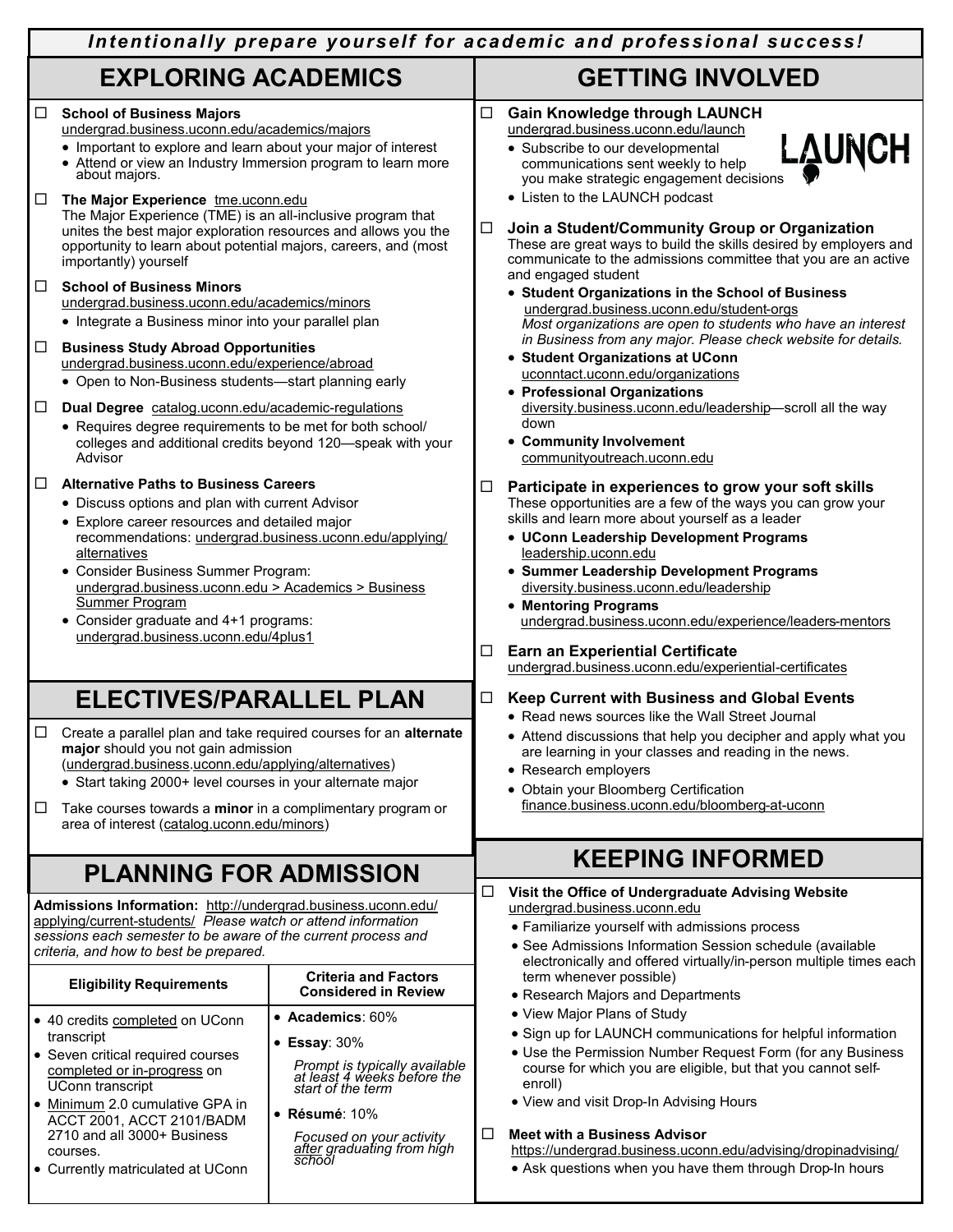*Intentionally prepare yourself for academic and professional success!*

## EXPLORING ACADEMICS

- ☐ **School of Business Majors**
  undergrad.business.uconn.edu/academics/majors
  - Important to explore and learn about your major of interest
  - Attend or view an Industry Immersion program to learn more about majors.
- ☐ **The Major Experience** tme.uconn.edu
  The Major Experience (TME) is an all-inclusive program that unites the best major exploration resources and allows you the opportunity to learn about potential majors, careers, and (most importantly) yourself
- ☐ **School of Business Minors**
  undergrad.business.uconn.edu/academics/minors
  - Integrate a Business minor into your parallel plan
- ☐ **Business Study Abroad Opportunities**
  undergrad.business.uconn.edu/experience/abroad
  - Open to Non-Business students—start planning early
- ☐ **Dual Degree** catalog.uconn.edu/academic-regulations
  - Requires degree requirements to be met for both school/ colleges and additional credits beyond 120—speak with your Advisor
- ☐ **Alternative Paths to Business Careers**
  - Discuss options and plan with current Advisor
  - Explore career resources and detailed major recommendations: undergrad.business.uconn.edu/applying/ alternatives
  - Consider Business Summer Program: undergrad.business.uconn.edu > Academics > Business Summer Program
  - Consider graduate and 4+1 programs: undergrad.business.uconn.edu/4plus1

## ELECTIVES/PARALLEL PLAN

- ☐ Create a parallel plan and take required courses for an **alternate major** should you not gain admission (undergrad.business.uconn.edu/applying/alternatives)
  - Start taking 2000+ level courses in your alternate major
- ☐ Take courses towards a **minor** in a complimentary program or area of interest (catalog.uconn.edu/minors)

## PLANNING FOR ADMISSION

**Admissions Information:** http://undergrad.business.uconn.edu/ applying/current-students/ *Please watch or attend information sessions each semester to be aware of the current process and criteria, and how to best be prepared.*

| Eligibility Requirements | Criteria and Factors Considered in Review |
|---|---|
| • 40 credits completed on UConn transcript<br>• Seven critical required courses completed or in-progress on UConn transcript<br>• Minimum 2.0 cumulative GPA in ACCT 2001, ACCT 2101/BADM 2710 and all 3000+ Business courses.<br>• Currently matriculated at UConn | • **Academics**: 60%<br>• **Essay**: 30%<br>*Prompt is typically available at least 4 weeks before the start of the term*<br>• **Résumé**: 10%<br>*Focused on your activity after graduating from high school* |

## GETTING INVOLVED

- ☐ **Gain Knowledge through LAUNCH**
  undergrad.business.uconn.edu/launch
  - Subscribe to our developmental communications sent weekly to help you make strategic engagement decisions
  - Listen to the LAUNCH podcast
- ☐ **Join a Student/Community Group or Organization**
  These are great ways to build the skills desired by employers and communicate to the admissions committee that you are an active and engaged student
  - **Student Organizations in the School of Business**
    undergrad.business.uconn.edu/student-orgs
    *Most organizations are open to students who have an interest in Business from any major. Please check website for details.*
  - **Student Organizations at UConn**
    uconntact.uconn.edu/organizations
  - **Professional Organizations**
    diversity.business.uconn.edu/leadership—scroll all the way down
  - **Community Involvement**
    communityoutreach.uconn.edu
- ☐ **Participate in experiences to grow your soft skills**
  These opportunities are a few of the ways you can grow your skills and learn more about yourself as a leader
  - **UConn Leadership Development Programs**
    leadership.uconn.edu
  - **Summer Leadership Development Programs**
    diversity.business.uconn.edu/leadership
  - **Mentoring Programs**
    undergrad.business.uconn.edu/experience/leaders-mentors
- ☐ **Earn an Experiential Certificate**
  undergrad.business.uconn.edu/experiential-certificates
- ☐ **Keep Current with Business and Global Events**
  - Read news sources like the Wall Street Journal
  - Attend discussions that help you decipher and apply what you are learning in your classes and reading in the news.
  - Research employers
  - Obtain your Bloomberg Certification
    finance.business.uconn.edu/bloomberg-at-uconn

## KEEPING INFORMED

- ☐ **Visit the Office of Undergraduate Advising Website**
  undergrad.business.uconn.edu
  - Familiarize yourself with admissions process
  - See Admissions Information Session schedule (available electronically and offered virtually/in-person multiple times each term whenever possible)
  - Research Majors and Departments
  - View Major Plans of Study
  - Sign up for LAUNCH communications for helpful information
  - Use the Permission Number Request Form (for any Business course for which you are eligible, but that you cannot self-enroll)
  - View and visit Drop-In Advising Hours
- ☐ **Meet with a Business Advisor**
  https://undergrad.business.uconn.edu/advising/dropinadvising/
  - Ask questions when you have them through Drop-In hours